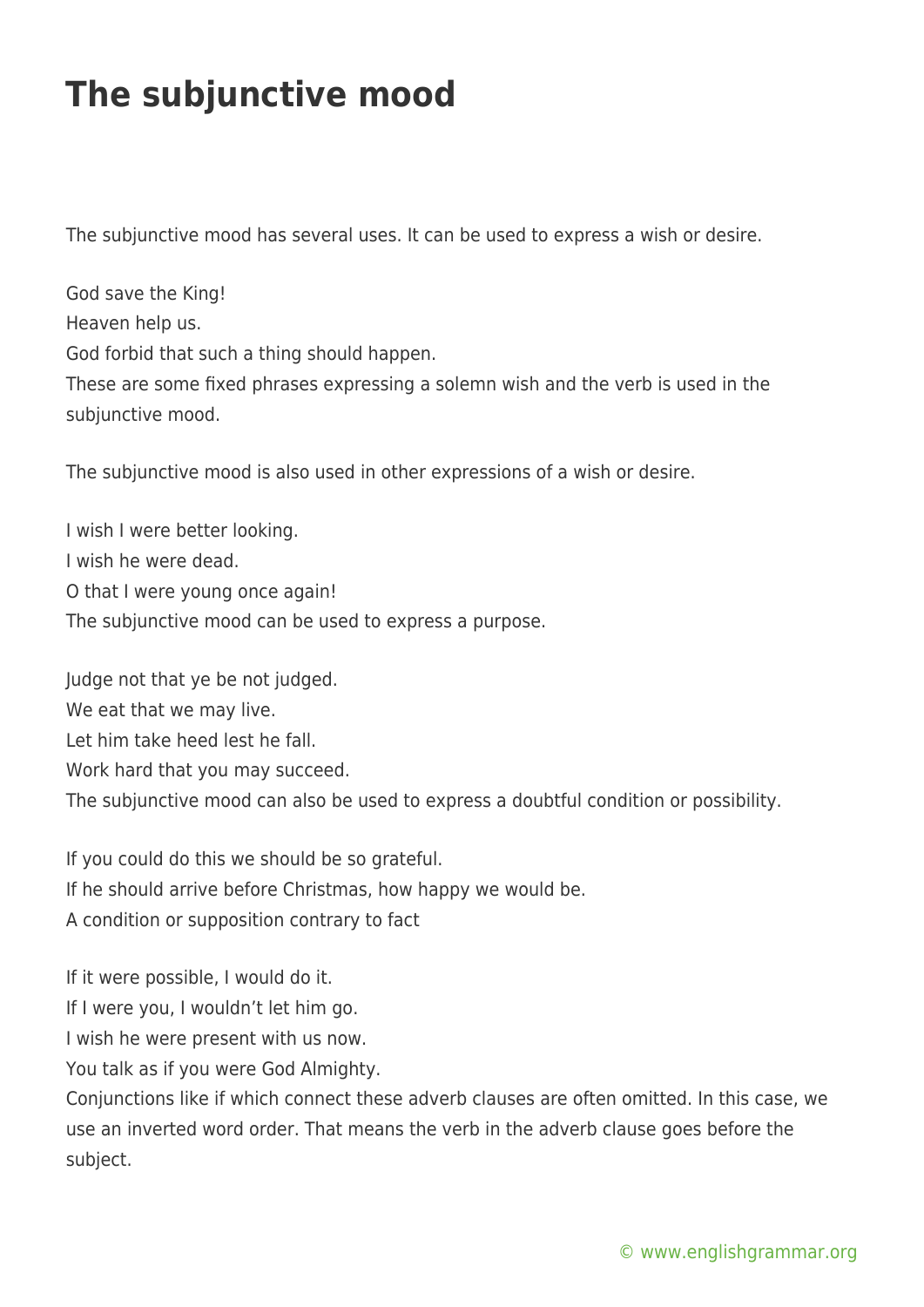# The subjunctive mood

The subjunctive mood has several uses. It can be used to express a wish or desire.

God save the King!
Heaven help us.
God forbid that such a thing should happen.
These are some fixed phrases expressing a solemn wish and the verb is used in the subjunctive mood.

The subjunctive mood is also used in other expressions of a wish or desire.

I wish I were better looking.
I wish he were dead.
O that I were young once again!
The subjunctive mood can be used to express a purpose.

Judge not that ye be not judged.
We eat that we may live.
Let him take heed lest he fall.
Work hard that you may succeed.
The subjunctive mood can also be used to express a doubtful condition or possibility.

If you could do this we should be so grateful.
If he should arrive before Christmas, how happy we would be.
A condition or supposition contrary to fact

If it were possible, I would do it.
If I were you, I wouldn't let him go.
I wish he were present with us now.
You talk as if you were God Almighty.
Conjunctions like if which connect these adverb clauses are often omitted. In this case, we use an inverted word order. That means the verb in the adverb clause goes before the subject.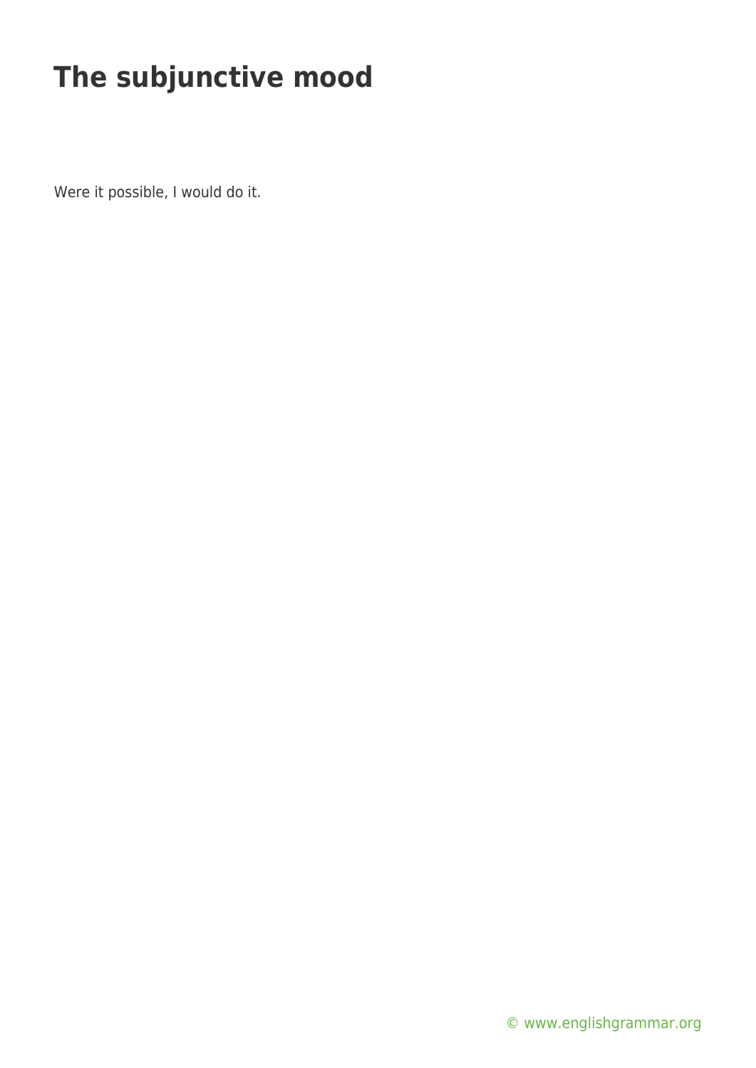# The subjunctive mood

Were it possible, I would do it.